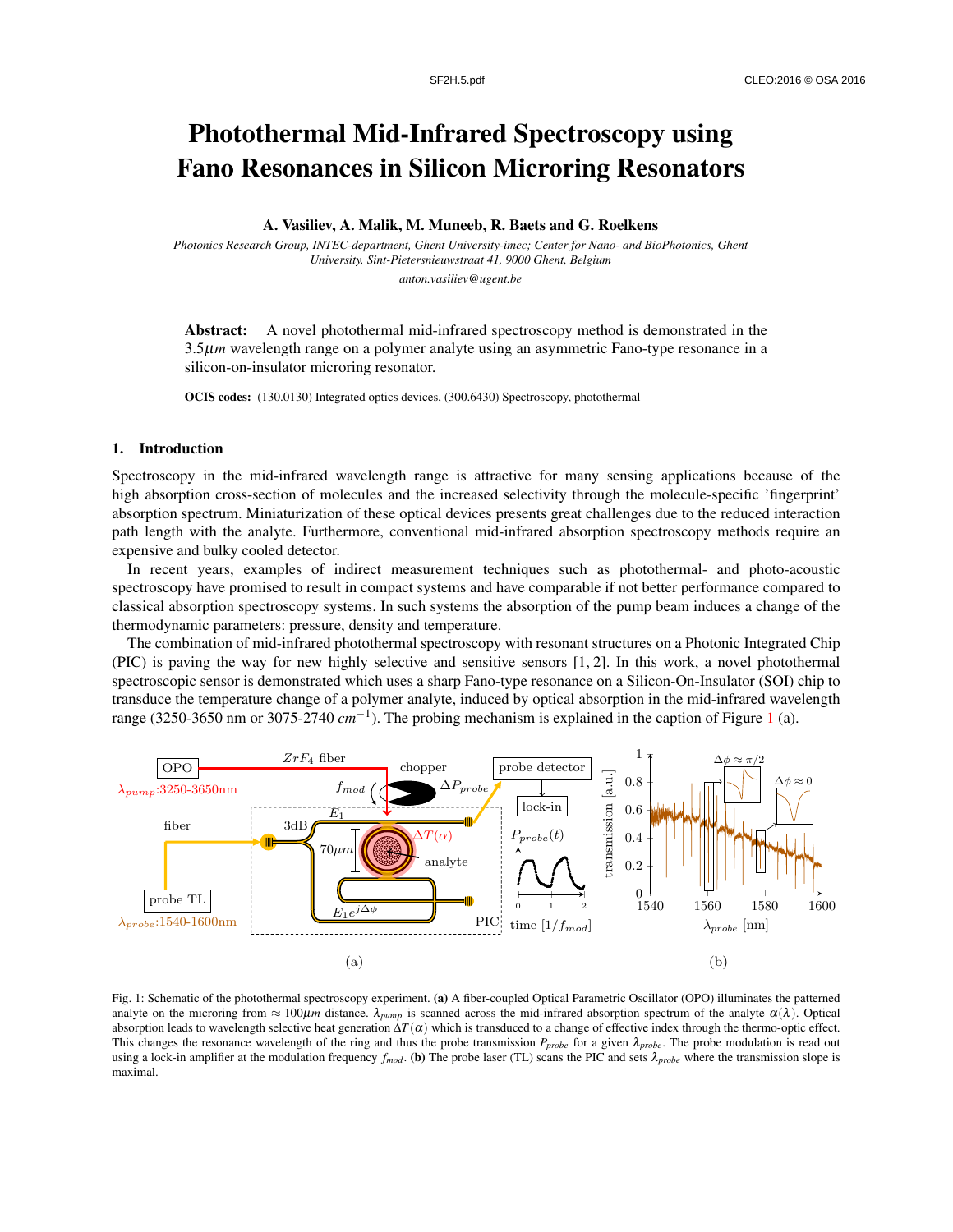# Photothermal Mid-Infrared Spectroscopy using Fano Resonances in Silicon Microring Resonators

**A. Vasiliev, A. Malik, M. Muneeb, R. Baets and G. Roelkens**

*Photonics Research Group, INTEC-department, Ghent University-imec; Center for Nano- and BioPhotonics, Ghent University, Sint-Pietersnieuwstraat 41, 9000 Ghent, Belgium*

*anton.vasiliev@ugent.be*

**Abstract:** A novel photothermal mid-infrared spectroscopy method is demonstrated in the 3.5$\mu m$ wavelength range on a polymer analyte using an asymmetric Fano-type resonance in a silicon-on-insulator microring resonator.

**OCIS codes:** (130.0130) Integrated optics devices, (300.6430) Spectroscopy, photothermal

## 1. Introduction

Spectroscopy in the mid-infrared wavelength range is attractive for many sensing applications because of the high absorption cross-section of molecules and the increased selectivity through the molecule-specific 'fingerprint' absorption spectrum. Miniaturization of these optical devices presents great challenges due to the reduced interaction path length with the analyte. Furthermore, conventional mid-infrared absorption spectroscopy methods require an expensive and bulky cooled detector.

In recent years, examples of indirect measurement techniques such as photothermal- and photo-acoustic spectroscopy have promised to result in compact systems and have comparable if not better performance compared to classical absorption spectroscopy systems. In such systems the absorption of the pump beam induces a change of the thermodynamic parameters: pressure, density and temperature.

The combination of mid-infrared photothermal spectroscopy with resonant structures on a Photonic Integrated Chip (PIC) is paving the way for new highly selective and sensitive sensors [1, 2]. In this work, a novel photothermal spectroscopic sensor is demonstrated which uses a sharp Fano-type resonance on a Silicon-On-Insulator (SOI) chip to transduce the temperature change of a polymer analyte, induced by optical absorption in the mid-infrared wavelength range (3250-3650 nm or 3075-2740 $cm^{-1}$). The probing mechanism is explained in the caption of Figure 1 (a).

(a) (b)

Fig. 1: Schematic of the photothermal spectroscopy experiment. **(a)** A fiber-coupled Optical Parametric Oscillator (OPO) illuminates the patterned analyte on the microring from $\approx 100\mu m$ distance. $\lambda_{pump}$ is scanned across the mid-infrared absorption spectrum of the analyte $\alpha(\lambda)$. Optical absorption leads to wavelength selective heat generation $\Delta T(\alpha)$ which is transduced to a change of effective index through the thermo-optic effect. This changes the resonance wavelength of the ring and thus the probe transmission $P_{probe}$ for a given $\lambda_{probe}$. The probe modulation is read out using a lock-in amplifier at the modulation frequency $f_{mod}$. **(b)** The probe laser (TL) scans the PIC and sets $\lambda_{probe}$ where the transmission slope is maximal.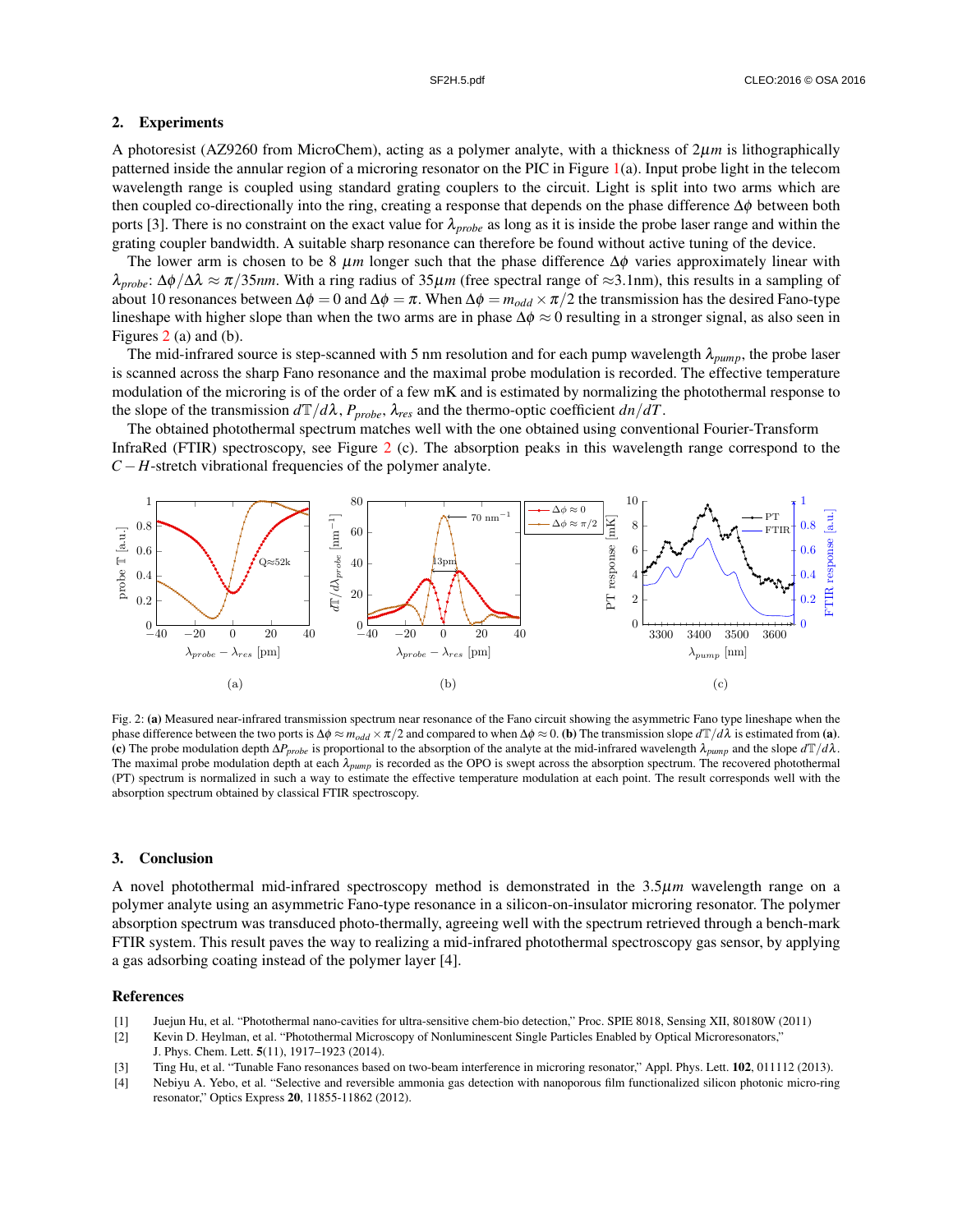## 2. Experiments

A photoresist (AZ9260 from MicroChem), acting as a polymer analyte, with a thickness of $2\mu m$ is lithographically patterned inside the annular region of a microring resonator on the PIC in Figure 1(a). Input probe light in the telecom wavelength range is coupled using standard grating couplers to the circuit. Light is split into two arms which are then coupled co-directionally into the ring, creating a response that depends on the phase difference $\Delta\phi$ between both ports [3]. There is no constraint on the exact value for $\lambda_{probe}$ as long as it is inside the probe laser range and within the grating coupler bandwidth. A suitable sharp resonance can therefore be found without active tuning of the device.

The lower arm is chosen to be 8 $\mu m$ longer such that the phase difference $\Delta\phi$ varies approximately linear with $\lambda_{probe}$: $\Delta\phi/\Delta\lambda \approx \pi/35nm$. With a ring radius of $35\mu m$ (free spectral range of $\approx$3.1nm), this results in a sampling of about 10 resonances between $\Delta\phi = 0$ and $\Delta\phi = \pi$. When $\Delta\phi = m_{odd} \times \pi/2$ the transmission has the desired Fano-type lineshape with higher slope than when the two arms are in phase $\Delta\phi \approx 0$ resulting in a stronger signal, as also seen in Figures 2 (a) and (b).

The mid-infrared source is step-scanned with 5 nm resolution and for each pump wavelength $\lambda_{pump}$, the probe laser is scanned across the sharp Fano resonance and the maximal probe modulation is recorded. The effective temperature modulation of the microring is of the order of a few mK and is estimated by normalizing the photothermal response to the slope of the transmission $d\mathbb{T}/d\lambda$, $P_{probe}$, $\lambda_{res}$ and the thermo-optic coefficient $dn/dT$.

The obtained photothermal spectrum matches well with the one obtained using conventional Fourier-Transform InfraRed (FTIR) spectroscopy, see Figure 2 (c). The absorption peaks in this wavelength range correspond to the $C-H$-stretch vibrational frequencies of the polymer analyte.

(a)
probe $\mathbb{T}$ [a.u.]
Q≈52k
$\lambda_{probe} - \lambda_{res}$ [pm]

(b)
$d\mathbb{T}/d\lambda_{probe}$ [nm$^{-1}$]
70 nm$^{-1}$
13pm
$\Delta\phi \approx 0$
$\Delta\phi \approx \pi/2$
$\lambda_{probe} - \lambda_{res}$ [pm]

(c)
PT response [mK]
FTIR response [a.u.]
PT
FTIR
$\lambda_{pump}$ [nm]

Fig. 2: **(a)** Measured near-infrared transmission spectrum near resonance of the Fano circuit showing the asymmetric Fano type lineshape when the phase difference between the two ports is $\Delta\phi \approx m_{odd} \times \pi/2$ and compared to when $\Delta\phi \approx 0$. **(b)** The transmission slope $d\mathbb{T}/d\lambda$ is estimated from **(a)**. **(c)** The probe modulation depth $\Delta P_{probe}$ is proportional to the absorption of the analyte at the mid-infrared wavelength $\lambda_{pump}$ and the slope $d\mathbb{T}/d\lambda$. The maximal probe modulation depth at each $\lambda_{pump}$ is recorded as the OPO is swept across the absorption spectrum. The recovered photothermal (PT) spectrum is normalized in such a way to estimate the effective temperature modulation at each point. The result corresponds well with the absorption spectrum obtained by classical FTIR spectroscopy.

## 3. Conclusion

A novel photothermal mid-infrared spectroscopy method is demonstrated in the $3.5\mu m$ wavelength range on a polymer analyte using an asymmetric Fano-type resonance in a silicon-on-insulator microring resonator. The polymer absorption spectrum was transduced photo-thermally, agreeing well with the spectrum retrieved through a bench-mark FTIR system. This result paves the way to realizing a mid-infrared photothermal spectroscopy gas sensor, by applying a gas adsorbing coating instead of the polymer layer [4].

## References

[1] Juejun Hu, et al. "Photothermal nano-cavities for ultra-sensitive chem-bio detection," Proc. SPIE 8018, Sensing XII, 80180W (2011)

[2] Kevin D. Heylman, et al. "Photothermal Microscopy of Nonluminescent Single Particles Enabled by Optical Microresonators," J. Phys. Chem. Lett. **5**(11), 1917–1923 (2014).

[3] Ting Hu, et al. "Tunable Fano resonances based on two-beam interference in microring resonator," Appl. Phys. Lett. **102**, 011112 (2013).

[4] Nebiyu A. Yebo, et al. "Selective and reversible ammonia gas detection with nanoporous film functionalized silicon photonic micro-ring resonator," Optics Express **20**, 11855-11862 (2012).